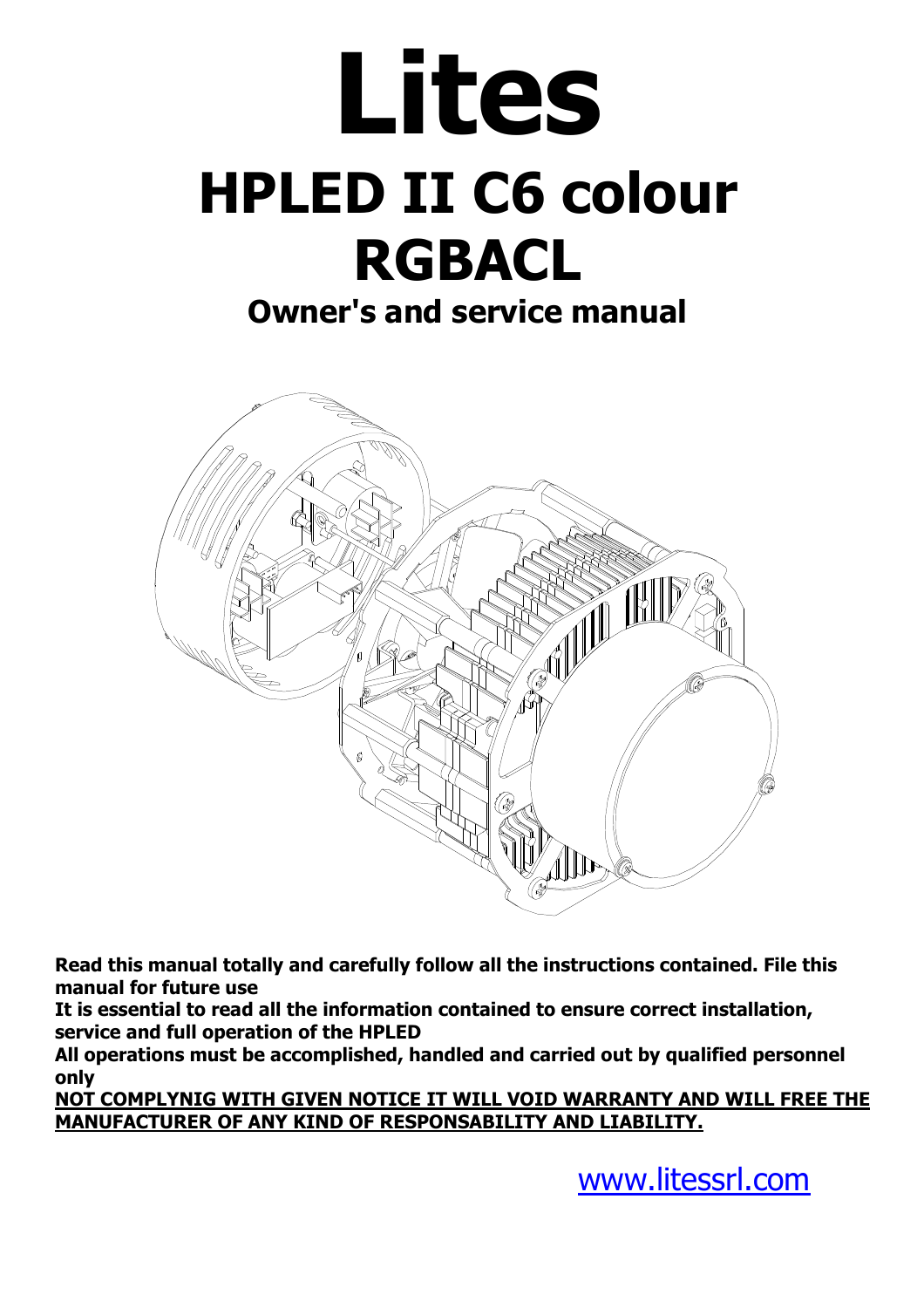# Lites

# HPLED II C6 colour RGBACL

## Owner's and service manual

**Read this manual totally and carefully follow all the instructions contained. File this manual for future use**

**It is essential to read all the information contained to ensure correct installation, service and full operation of the HPLED**

**All operations must be accomplished, handled and carried out by qualified personnel only**

**NOT COMPLYNIG WITH GIVEN NOTICE IT WILL VOID WARRANTY AND WILL FREE THE MANUFACTURER OF ANY KIND OF RESPONSABILITY AND LIABILITY.**

www.litessrl.com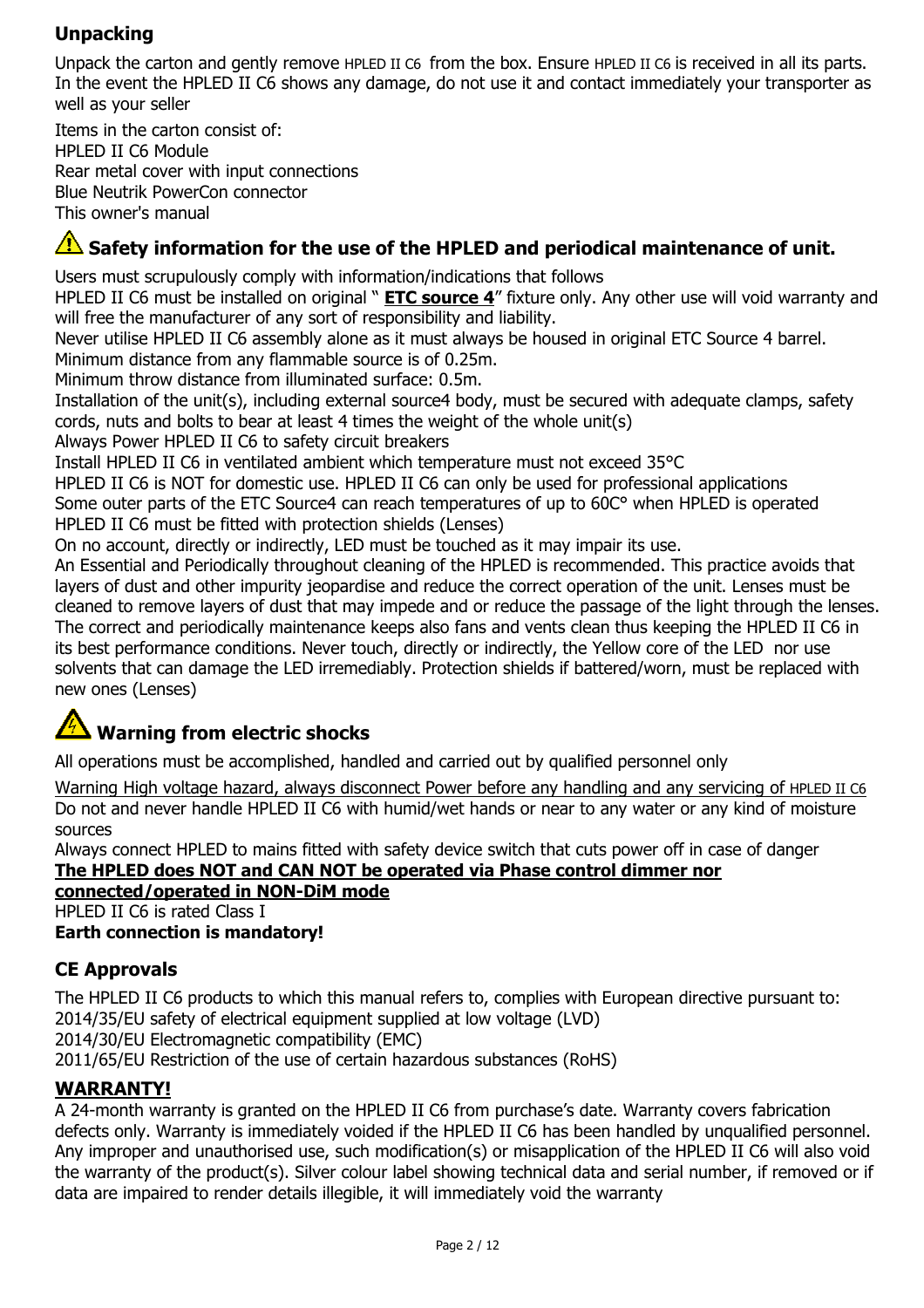## Unpacking

Unpack the carton and gently remove HPLED II C6 from the box. Ensure HPLED II C6 is received in all its parts. In the event the HPLED II C6 shows any damage, do not use it and contact immediately your transporter as well as your seller

Items in the carton consist of:
HPLED II C6 Module
Rear metal cover with input connections
Blue Neutrik PowerCon connector
This owner's manual

## ⚠ Safety information for the use of the HPLED and periodical maintenance of unit.

Users must scrupulously comply with information/indications that follows
HPLED II C6 must be installed on original " **ETC source 4**" fixture only. Any other use will void warranty and will free the manufacturer of any sort of responsibility and liability.
Never utilise HPLED II C6 assembly alone as it must always be housed in original ETC Source 4 barrel.
Minimum distance from any flammable source is of 0.25m.
Minimum throw distance from illuminated surface: 0.5m.
Installation of the unit(s), including external source4 body, must be secured with adequate clamps, safety cords, nuts and bolts to bear at least 4 times the weight of the whole unit(s)
Always Power HPLED II C6 to safety circuit breakers
Install HPLED II C6 in ventilated ambient which temperature must not exceed 35°C
HPLED II C6 is NOT for domestic use. HPLED II C6 can only be used for professional applications
Some outer parts of the ETC Source4 can reach temperatures of up to 60C° when HPLED is operated
HPLED II C6 must be fitted with protection shields (Lenses)
On no account, directly or indirectly, LED must be touched as it may impair its use.
An Essential and Periodically throughout cleaning of the HPLED is recommended. This practice avoids that layers of dust and other impurity jeopardise and reduce the correct operation of the unit. Lenses must be cleaned to remove layers of dust that may impede and or reduce the passage of the light through the lenses. The correct and periodically maintenance keeps also fans and vents clean thus keeping the HPLED II C6 in its best performance conditions. Never touch, directly or indirectly, the Yellow core of the LED nor use solvents that can damage the LED irremediably. Protection shields if battered/worn, must be replaced with new ones (Lenses)

## ⚠ Warning from electric shocks

All operations must be accomplished, handled and carried out by qualified personnel only

Warning High voltage hazard, always disconnect Power before any handling and any servicing of HPLED II C6
Do not and never handle HPLED II C6 with humid/wet hands or near to any water or any kind of moisture sources
Always connect HPLED to mains fitted with safety device switch that cuts power off in case of danger
**The HPLED does NOT and CAN NOT be operated via Phase control dimmer nor connected/operated in NON-DiM mode**
HPLED II C6 is rated Class I
**Earth connection is mandatory!**

## CE Approvals

The HPLED II C6 products to which this manual refers to, complies with European directive pursuant to:
2014/35/EU safety of electrical equipment supplied at low voltage (LVD)
2014/30/EU Electromagnetic compatibility (EMC)
2011/65/EU Restriction of the use of certain hazardous substances (RoHS)

## WARRANTY!

A 24-month warranty is granted on the HPLED II C6 from purchase's date. Warranty covers fabrication defects only. Warranty is immediately voided if the HPLED II C6 has been handled by unqualified personnel. Any improper and unauthorised use, such modification(s) or misapplication of the HPLED II C6 will also void the warranty of the product(s). Silver colour label showing technical data and serial number, if removed or if data are impaired to render details illegible, it will immediately void the warranty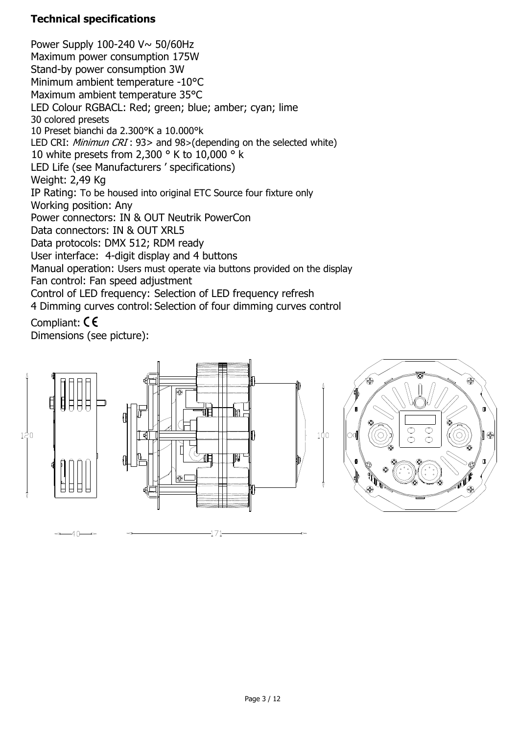**Technical specifications**

Power Supply 100-240 V~ 50/60Hz
Maximum power consumption 175W
Stand-by power consumption 3W
Minimum ambient temperature -10°C
Maximum ambient temperature 35°C
LED Colour RGBACL: Red; green; blue; amber; cyan; lime
30 colored presets
10 Preset bianchi da 2.300°K a 10.000°k
LED CRI: *Minimun CRI* : 93> and 98>(depending on the selected white)
10 white presets from 2,300 ° K to 10,000 ° k
LED Life (see Manufacturers ' specifications)
Weight: 2,49 Kg
IP Rating: To be housed into original ETC Source four fixture only
Working position: Any
Power connectors: IN & OUT Neutrik PowerCon
Data connectors: IN & OUT XRL5
Data protocols: DMX 512; RDM ready
User interface: 4-digit display and 4 buttons
Manual operation: Users must operate via buttons provided on the display
Fan control: Fan speed adjustment
Control of LED frequency: Selection of LED frequency refresh
4 Dimming curves control: Selection of four dimming curves control
Compliant: CE
Dimensions (see picture):

120 40 171 100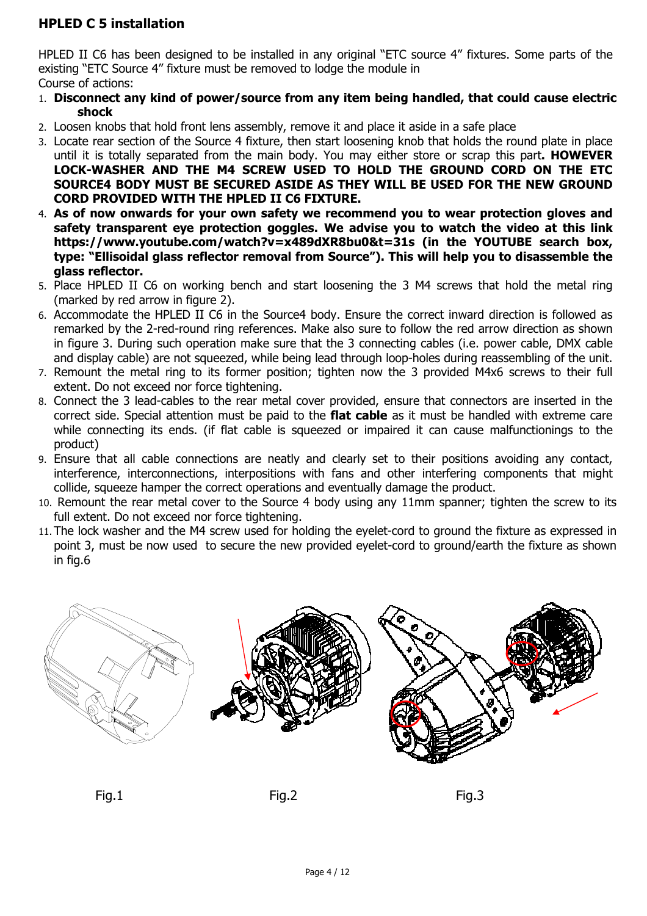## HPLED C 5 installation

HPLED II C6 has been designed to be installed in any original "ETC source 4" fixtures. Some parts of the existing "ETC Source 4" fixture must be removed to lodge the module in

Course of actions:

1. **Disconnect any kind of power/source from any item being handled, that could cause electric shock**
2. Loosen knobs that hold front lens assembly, remove it and place it aside in a safe place
3. Locate rear section of the Source 4 fixture, then start loosening knob that holds the round plate in place until it is totally separated from the main body. You may either store or scrap this part**. HOWEVER LOCK-WASHER AND THE M4 SCREW USED TO HOLD THE GROUND CORD ON THE ETC SOURCE4 BODY MUST BE SECURED ASIDE AS THEY WILL BE USED FOR THE NEW GROUND CORD PROVIDED WITH THE HPLED II C6 FIXTURE.**
4. **As of now onwards for your own safety we recommend you to wear protection gloves and safety transparent eye protection goggles. We advise you to watch the video at this link https://www.youtube.com/watch?v=x489dXR8bu0&t=31s (in the YOUTUBE search box, type: "Ellisoidal glass reflector removal from Source"). This will help you to disassemble the glass reflector.**
5. Place HPLED II C6 on working bench and start loosening the 3 M4 screws that hold the metal ring (marked by red arrow in figure 2).
6. Accommodate the HPLED II C6 in the Source4 body. Ensure the correct inward direction is followed as remarked by the 2-red-round ring references. Make also sure to follow the red arrow direction as shown in figure 3. During such operation make sure that the 3 connecting cables (i.e. power cable, DMX cable and display cable) are not squeezed, while being lead through loop-holes during reassembling of the unit.
7. Remount the metal ring to its former position; tighten now the 3 provided M4x6 screws to their full extent. Do not exceed nor force tightening.
8. Connect the 3 lead-cables to the rear metal cover provided, ensure that connectors are inserted in the correct side. Special attention must be paid to the **flat cable** as it must be handled with extreme care while connecting its ends. (if flat cable is squeezed or impaired it can cause malfunctionings to the product)
9. Ensure that all cable connections are neatly and clearly set to their positions avoiding any contact, interference, interconnections, interpositions with fans and other interfering components that might collide, squeeze hamper the correct operations and eventually damage the product.
10. Remount the rear metal cover to the Source 4 body using any 11mm spanner; tighten the screw to its full extent. Do not exceed nor force tightening.
11. The lock washer and the M4 screw used for holding the eyelet-cord to ground the fixture as expressed in point 3, must be now used to secure the new provided eyelet-cord to ground/earth the fixture as shown in fig.6

Fig.1

Fig.2

Fig.3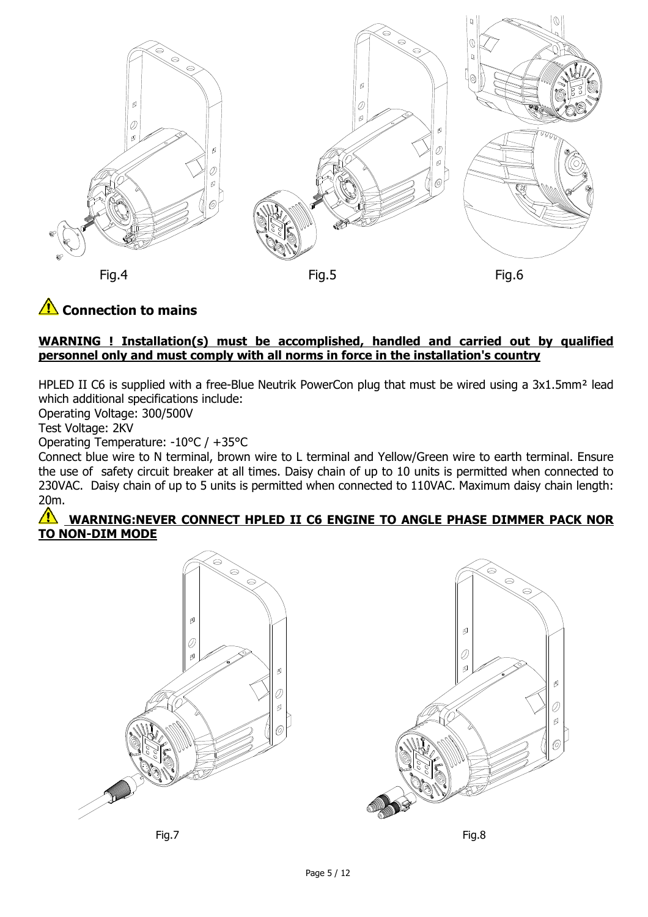Fig.4 Fig.5 Fig.6

## ⚠ Connection to mains

**WARNING ! Installation(s) must be accomplished, handled and carried out by qualified personnel only and must comply with all norms in force in the installation's country**

HPLED II C6 is supplied with a free-Blue Neutrik PowerCon plug that must be wired using a 3x1.5mm² lead which additional specifications include:

Operating Voltage: 300/500V

Test Voltage: 2KV

Operating Temperature: -10°C / +35°C

Connect blue wire to N terminal, brown wire to L terminal and Yellow/Green wire to earth terminal. Ensure the use of safety circuit breaker at all times. Daisy chain of up to 10 units is permitted when connected to 230VAC. Daisy chain of up to 5 units is permitted when connected to 110VAC. Maximum daisy chain length: 20m.

**⚠ WARNING:NEVER CONNECT HPLED II C6 ENGINE TO ANGLE PHASE DIMMER PACK NOR TO NON-DIM MODE**

Fig.7 Fig.8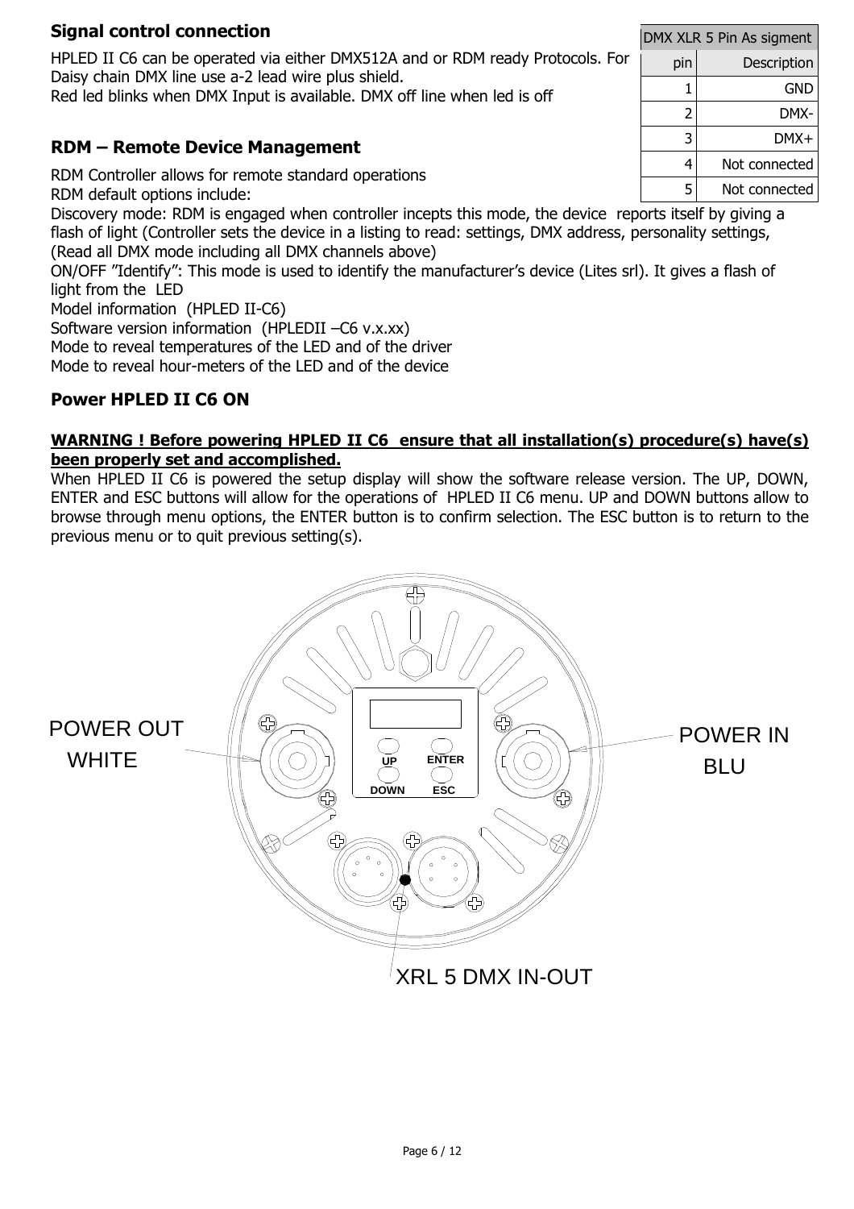## Signal control connection

HPLED II C6 can be operated via either DMX512A and or RDM ready Protocols. For Daisy chain DMX line use a-2 lead wire plus shield.
Red led blinks when DMX Input is available. DMX off line when led is off

| DMX XLR 5 Pin As sigment | |
|---|---|
| pin | Description |
| 1 | GND |
| 2 | DMX- |
| 3 | DMX+ |
| 4 | Not connected |
| 5 | Not connected |

## RDM – Remote Device Management

RDM Controller allows for remote standard operations
RDM default options include:
Discovery mode: RDM is engaged when controller incepts this mode, the device reports itself by giving a flash of light (Controller sets the device in a listing to read: settings, DMX address, personality settings, (Read all DMX mode including all DMX channels above)
ON/OFF "Identify": This mode is used to identify the manufacturer's device (Lites srl). It gives a flash of light from the LED
Model information (HPLED II-C6)
Software version information (HPLEDII –C6 v.x.xx)
Mode to reveal temperatures of the LED and of the driver
Mode to reveal hour-meters of the LED and of the device

## Power HPLED II C6 ON

**WARNING ! Before powering HPLED II C6 ensure that all installation(s) procedure(s) have(s) been properly set and accomplished.**

When HPLED II C6 is powered the setup display will show the software release version. The UP, DOWN, ENTER and ESC buttons will allow for the operations of HPLED II C6 menu. UP and DOWN buttons allow to browse through menu options, the ENTER button is to confirm selection. The ESC button is to return to the previous menu or to quit previous setting(s).

POWER OUT WHITE

UP ENTER DOWN ESC

POWER IN BLU

XRL 5 DMX IN-OUT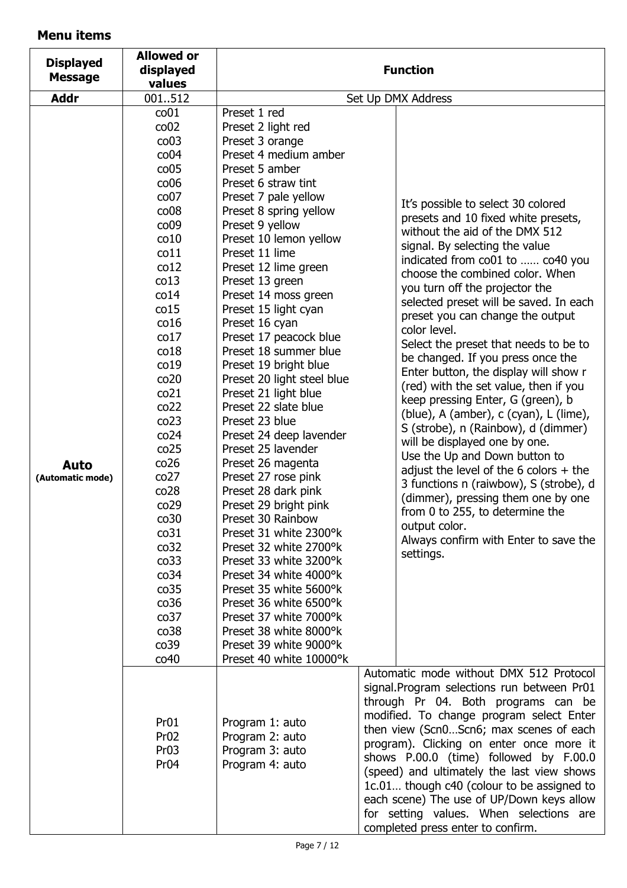## Menu items

| Displayed Message | Allowed or displayed values | Function | |
|---|---|---|---|
| **Addr** | 001..512 | Set Up DMX Address | |
| **Auto** (Automatic mode) | co01 | Preset 1 red | It's possible to select 30 colored presets and 10 fixed white presets, without the aid of the DMX 512 signal. By selecting the value indicated from co01 to …… co40 you choose the combined color. When you turn off the projector the selected preset will be saved. In each preset you can change the output color level. Select the preset that needs to be to be changed. If you press once the Enter button, the display will show r (red) with the set value, then if you keep pressing Enter, G (green), b (blue), A (amber), c (cyan), L (lime), S (strobe), n (Rainbow), d (dimmer) will be displayed one by one. Use the Up and Down button to adjust the level of the 6 colors + the 3 functions n (raiwbow), S (strobe), d (dimmer), pressing them one by one from 0 to 255, to determine the output color. Always confirm with Enter to save the settings. |
| | co02 | Preset 2 light red | |
| | co03 | Preset 3 orange | |
| | co04 | Preset 4 medium amber | |
| | co05 | Preset 5 amber | |
| | co06 | Preset 6 straw tint | |
| | co07 | Preset 7 pale yellow | |
| | co08 | Preset 8 spring yellow | |
| | co09 | Preset 9 yellow | |
| | co10 | Preset 10 lemon yellow | |
| | co11 | Preset 11 lime | |
| | co12 | Preset 12 lime green | |
| | co13 | Preset 13 green | |
| | co14 | Preset 14 moss green | |
| | co15 | Preset 15 light cyan | |
| | co16 | Preset 16 cyan | |
| | co17 | Preset 17 peacock blue | |
| | co18 | Preset 18 summer blue | |
| | co19 | Preset 19 bright blue | |
| | co20 | Preset 20 light steel blue | |
| | co21 | Preset 21 light blue | |
| | co22 | Preset 22 slate blue | |
| | co23 | Preset 23 blue | |
| | co24 | Preset 24 deep lavender | |
| | co25 | Preset 25 lavender | |
| | co26 | Preset 26 magenta | |
| | co27 | Preset 27 rose pink | |
| | co28 | Preset 28 dark pink | |
| | co29 | Preset 29 bright pink | |
| | co30 | Preset 30 Rainbow | |
| | co31 | Preset 31 white 2300°k | |
| | co32 | Preset 32 white 2700°k | |
| | co33 | Preset 33 white 3200°k | |
| | co34 | Preset 34 white 4000°k | |
| | co35 | Preset 35 white 5600°k | |
| | co36 | Preset 36 white 6500°k | |
| | co37 | Preset 37 white 7000°k | |
| | co38 | Preset 38 white 8000°k | |
| | co39 | Preset 39 white 9000°k | |
| | co40 | Preset 40 white 10000°k | |
| | Pr01<br>Pr02<br>Pr03<br>Pr04 | Program 1: auto<br>Program 2: auto<br>Program 3: auto<br>Program 4: auto | Automatic mode without DMX 512 Protocol signal.Program selections run between Pr01 through Pr 04. Both programs can be modified. To change program select Enter then view (Scn0…Scn6; max scenes of each program). Clicking on enter once more it shows P.00.0 (time) followed by F.00.0 (speed) and ultimately the last view shows 1c.01… though c40 (colour to be assigned to each scene) The use of UP/Down keys allow for setting values. When selections are completed press enter to confirm. |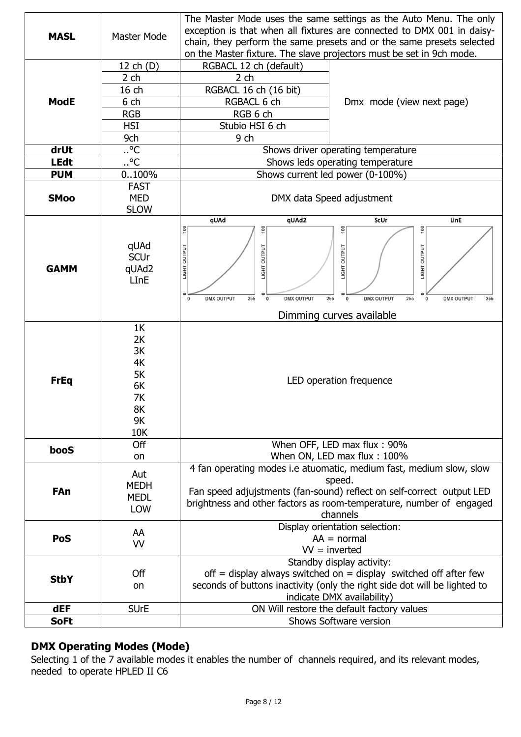| | | | |
|---|---|---|---|
| **MASL** | Master Mode | The Master Mode uses the same settings as the Auto Menu. The only exception is that when all fixtures are connected to DMX 001 in daisy-chain, they perform the same presets and or the same presets selected on the Master fixture. The slave projectors must be set in 9ch mode. | |
| **ModE** | 12 ch (D) | RGBACL 12 ch (default) | Dmx mode (view next page) |
| | 2 ch | 2 ch | |
| | 16 ch | RGBACL 16 ch (16 bit) | |
| | 6 ch | RGBACL 6 ch | |
| | RGB | RGB 6 ch | |
| | HSI | Stubio HSI 6 ch | |
| | 9ch | 9 ch | |
| **drUt** | ..°C | Shows driver operating temperature | |
| **LEdt** | ..°C | Shows leds operating temperature | |
| **PUM** | 0..100% | Shows current led power (0-100%) | |
| **SMoo** | FAST<br>MED<br>SLOW | DMX data Speed adjustment | |
| **GAMM** | qUAd<br>SCUr<br>qUAd2<br>LInE | qUAd / qUAd2 / ScUr / LinE (LIGHT OUTPUT 0–100 vs DMX OUTPUT 0–255)<br>Dimming curves available | |
| **FrEq** | 1K<br>2K<br>3K<br>4K<br>5K<br>6K<br>7K<br>8K<br>9K<br>10K | LED operation frequence | |
| **booS** | Off<br>on | When OFF, LED max flux : 90%<br>When ON, LED max flux : 100% | |
| **FAn** | Aut<br>MEDH<br>MEDL<br>LOW | 4 fan operating modes i.e atuomatic, medium fast, medium slow, slow speed.<br>Fan speed adjujstments (fan-sound) reflect on self-correct output LED brightness and other factors as room-temperature, number of engaged channels | |
| **PoS** | AA<br>VV | Display orientation selection:<br>AA = normal<br>VV = inverted | |
| **StbY** | Off<br>on | Standby display activity:<br>off = display always switched on = display switched off after few seconds of buttons inactivity (only the right side dot will be lighted to indicate DMX availability) | |
| **dEF** | SUrE | ON Will restore the default factory values | |
| **SoFt** | | Shows Software version | |

## DMX Operating Modes (Mode)

Selecting 1 of the 7 available modes it enables the number of channels required, and its relevant modes, needed to operate HPLED II C6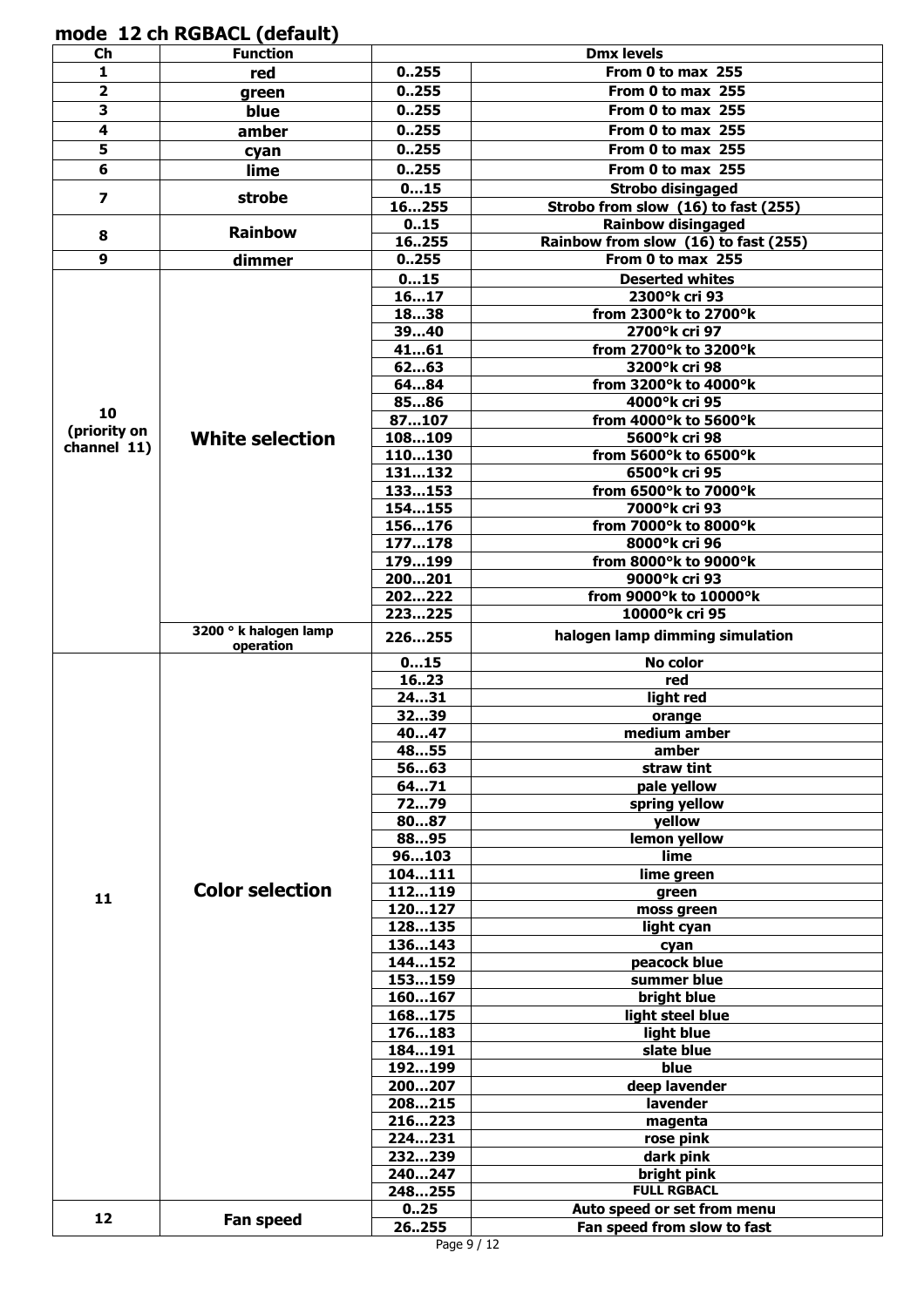## mode 12 ch RGBACL (default)

| Ch | Function | Dmx levels | |
|---|---|---|---|
| 1 | red | 0..255 | From 0 to max 255 |
| 2 | green | 0..255 | From 0 to max 255 |
| 3 | blue | 0..255 | From 0 to max 255 |
| 4 | amber | 0..255 | From 0 to max 255 |
| 5 | cyan | 0..255 | From 0 to max 255 |
| 6 | lime | 0..255 | From 0 to max 255 |
| 7 | strobe | 0…15 | Strobo disingaged |
| | | 16…255 | Strobo from slow (16) to fast (255) |
| 8 | Rainbow | 0..15 | Rainbow disingaged |
| | | 16..255 | Rainbow from slow (16) to fast (255) |
| 9 | dimmer | 0..255 | From 0 to max 255 |
| 10 (priority on channel 11) | White selection | 0…15 | Deserted whites |
| | | 16…17 | 2300°k cri 93 |
| | | 18…38 | from 2300°k to 2700°k |
| | | 39…40 | 2700°k cri 97 |
| | | 41…61 | from 2700°k to 3200°k |
| | | 62…63 | 3200°k cri 98 |
| | | 64…84 | from 3200°k to 4000°k |
| | | 85…86 | 4000°k cri 95 |
| | | 87…107 | from 4000°k to 5600°k |
| | | 108…109 | 5600°k cri 98 |
| | | 110…130 | from 5600°k to 6500°k |
| | | 131…132 | 6500°k cri 95 |
| | | 133…153 | from 6500°k to 7000°k |
| | | 154…155 | 7000°k cri 93 |
| | | 156…176 | from 7000°k to 8000°k |
| | | 177…178 | 8000°k cri 96 |
| | | 179…199 | from 8000°k to 9000°k |
| | | 200…201 | 9000°k cri 93 |
| | | 202…222 | from 9000°k to 10000°k |
| | | 223…225 | 10000°k cri 95 |
| | 3200 ° k halogen lamp operation | 226…255 | halogen lamp dimming simulation |
| 11 | Color selection | 0…15 | No color |
| | | 16..23 | red |
| | | 24…31 | light red |
| | | 32…39 | orange |
| | | 40…47 | medium amber |
| | | 48…55 | amber |
| | | 56…63 | straw tint |
| | | 64…71 | pale yellow |
| | | 72…79 | spring yellow |
| | | 80…87 | yellow |
| | | 88…95 | lemon yellow |
| | | 96…103 | lime |
| | | 104…111 | lime green |
| | | 112…119 | green |
| | | 120…127 | moss green |
| | | 128…135 | light cyan |
| | | 136…143 | cyan |
| | | 144…152 | peacock blue |
| | | 153…159 | summer blue |
| | | 160…167 | bright blue |
| | | 168…175 | light steel blue |
| | | 176…183 | light blue |
| | | 184…191 | slate blue |
| | | 192…199 | blue |
| | | 200…207 | deep lavender |
| | | 208…215 | lavender |
| | | 216…223 | magenta |
| | | 224…231 | rose pink |
| | | 232…239 | dark pink |
| | | 240…247 | bright pink |
| | | 248…255 | FULL RGBACL |
| 12 | Fan speed | 0..25 | Auto speed or set from menu |
| | | 26..255 | Fan speed from slow to fast |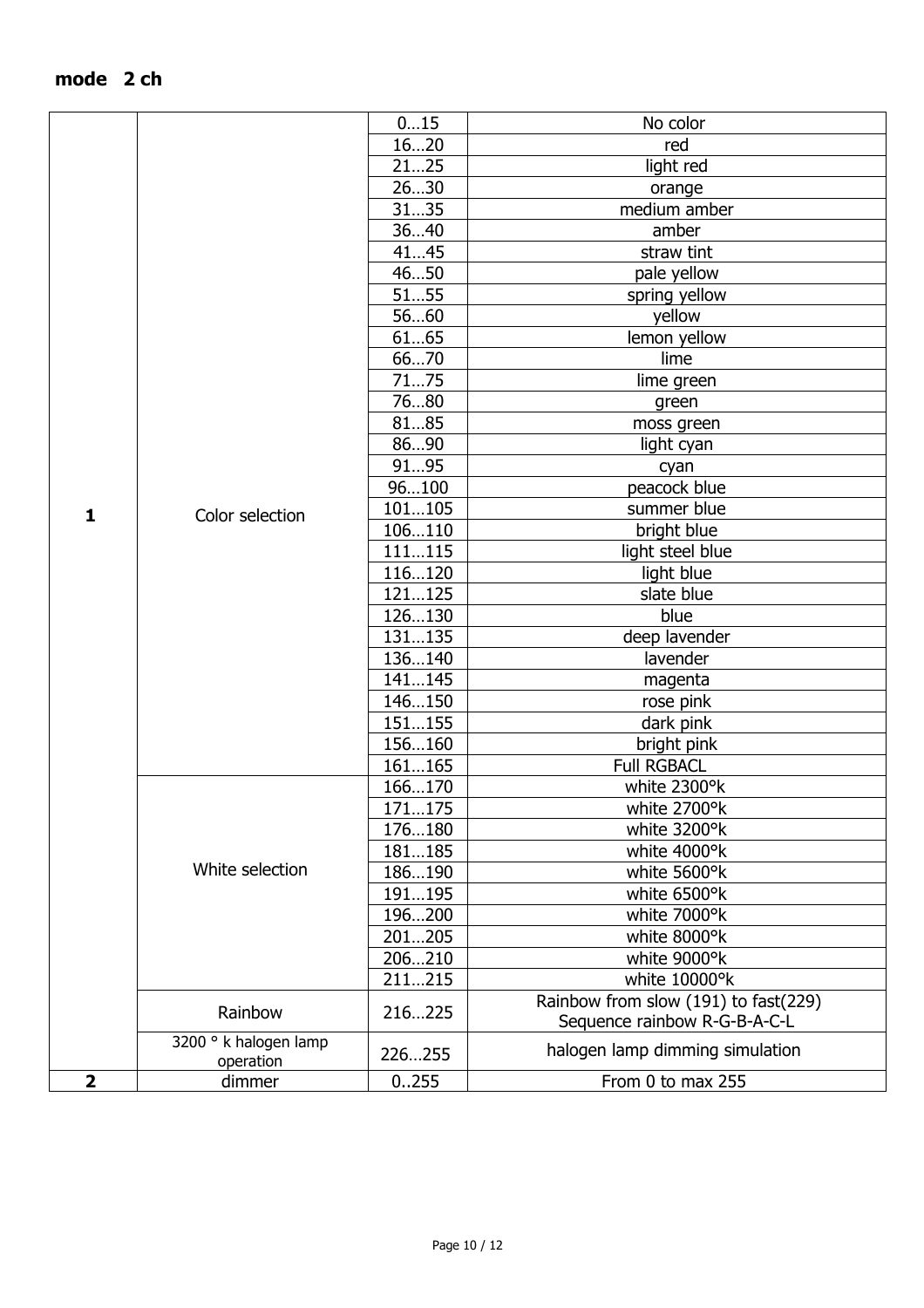**mode 2 ch**

| | | | |
|---|---|---|---|
| **1** | Color selection | 0…15 | No color |
| | | 16…20 | red |
| | | 21…25 | light red |
| | | 26…30 | orange |
| | | 31…35 | medium amber |
| | | 36…40 | amber |
| | | 41…45 | straw tint |
| | | 46…50 | pale yellow |
| | | 51…55 | spring yellow |
| | | 56…60 | yellow |
| | | 61…65 | lemon yellow |
| | | 66…70 | lime |
| | | 71…75 | lime green |
| | | 76…80 | green |
| | | 81…85 | moss green |
| | | 86…90 | light cyan |
| | | 91…95 | cyan |
| | | 96…100 | peacock blue |
| | | 101…105 | summer blue |
| | | 106…110 | bright blue |
| | | 111…115 | light steel blue |
| | | 116…120 | light blue |
| | | 121…125 | slate blue |
| | | 126…130 | blue |
| | | 131…135 | deep lavender |
| | | 136…140 | lavender |
| | | 141…145 | magenta |
| | | 146…150 | rose pink |
| | | 151…155 | dark pink |
| | | 156…160 | bright pink |
| | | 161…165 | Full RGBACL |
| | White selection | 166…170 | white 2300°k |
| | | 171…175 | white 2700°k |
| | | 176…180 | white 3200°k |
| | | 181…185 | white 4000°k |
| | | 186…190 | white 5600°k |
| | | 191…195 | white 6500°k |
| | | 196…200 | white 7000°k |
| | | 201…205 | white 8000°k |
| | | 206…210 | white 9000°k |
| | | 211…215 | white 10000°k |
| | Rainbow | 216…225 | Rainbow from slow (191) to fast(229) Sequence rainbow R-G-B-A-C-L |
| | 3200 ° k halogen lamp operation | 226…255 | halogen lamp dimming simulation |
| **2** | dimmer | 0..255 | From 0 to max 255 |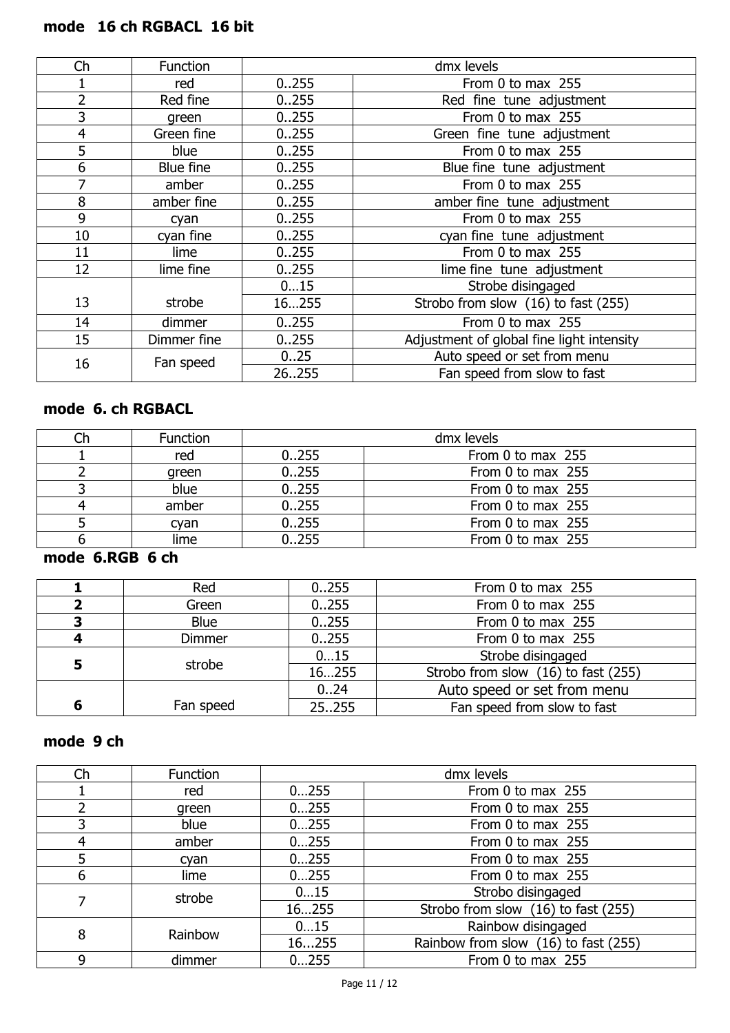## mode 16 ch RGBACL 16 bit

| Ch | Function | dmx levels | |
|---|---|---|---|
| 1 | red | 0..255 | From 0 to max 255 |
| 2 | Red fine | 0..255 | Red fine tune adjustment |
| 3 | green | 0..255 | From 0 to max 255 |
| 4 | Green fine | 0..255 | Green fine tune adjustment |
| 5 | blue | 0..255 | From 0 to max 255 |
| 6 | Blue fine | 0..255 | Blue fine tune adjustment |
| 7 | amber | 0..255 | From 0 to max 255 |
| 8 | amber fine | 0..255 | amber fine tune adjustment |
| 9 | cyan | 0..255 | From 0 to max 255 |
| 10 | cyan fine | 0..255 | cyan fine tune adjustment |
| 11 | lime | 0..255 | From 0 to max 255 |
| 12 | lime fine | 0..255 | lime fine tune adjustment |
| 13 | strobe | 0…15 | Strobe disingaged |
| | | 16…255 | Strobo from slow (16) to fast (255) |
| 14 | dimmer | 0..255 | From 0 to max 255 |
| 15 | Dimmer fine | 0..255 | Adjustment of global fine light intensity |
| 16 | Fan speed | 0..25 | Auto speed or set from menu |
| | | 26..255 | Fan speed from slow to fast |

## mode 6. ch RGBACL

| Ch | Function | dmx levels | |
|---|---|---|---|
| 1 | red | 0..255 | From 0 to max 255 |
| 2 | green | 0..255 | From 0 to max 255 |
| 3 | blue | 0..255 | From 0 to max 255 |
| 4 | amber | 0..255 | From 0 to max 255 |
| 5 | cyan | 0..255 | From 0 to max 255 |
| 6 | lime | 0..255 | From 0 to max 255 |

## mode 6.RGB 6 ch

| **1** | Red | 0..255 | From 0 to max 255 |
|---|---|---|---|
| **2** | Green | 0..255 | From 0 to max 255 |
| **3** | Blue | 0..255 | From 0 to max 255 |
| **4** | Dimmer | 0..255 | From 0 to max 255 |
| **5** | strobe | 0…15 | Strobe disingaged |
| | | 16…255 | Strobo from slow (16) to fast (255) |
| **6** | Fan speed | 0..24 | Auto speed or set from menu |
| | | 25..255 | Fan speed from slow to fast |

## mode 9 ch

| Ch | Function | dmx levels | |
|---|---|---|---|
| 1 | red | 0…255 | From 0 to max 255 |
| 2 | green | 0…255 | From 0 to max 255 |
| 3 | blue | 0…255 | From 0 to max 255 |
| 4 | amber | 0…255 | From 0 to max 255 |
| 5 | cyan | 0…255 | From 0 to max 255 |
| 6 | lime | 0…255 | From 0 to max 255 |
| 7 | strobe | 0…15 | Strobo disingaged |
| | | 16…255 | Strobo from slow (16) to fast (255) |
| 8 | Rainbow | 0…15 | Rainbow disingaged |
| | | 16...255 | Rainbow from slow (16) to fast (255) |
| 9 | dimmer | 0…255 | From 0 to max 255 |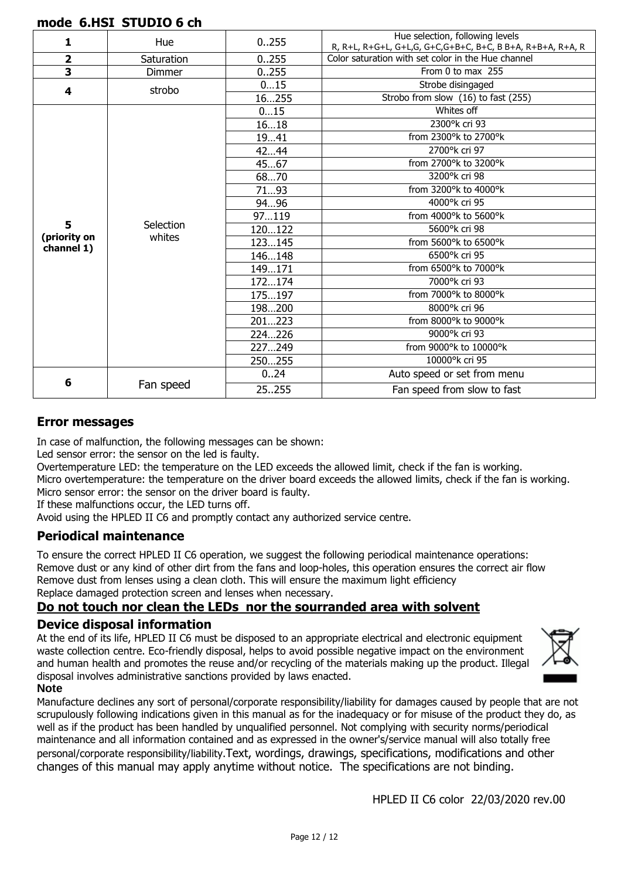## mode 6.HSI STUDIO 6 ch

| | | | |
|---|---|---|---|
| **1** | Hue | 0..255 | Hue selection, following levels R, R+L, R+G+L, G+L,G, G+C,G+B+C, B+C, B B+A, R+B+A, R+A, R |
| **2** | Saturation | 0..255 | Color saturation with set color in the Hue channel |
| **3** | Dimmer | 0..255 | From 0 to max 255 |
| **4** | strobo | 0…15 | Strobe disingaged |
| | | 16…255 | Strobo from slow (16) to fast (255) |
| **5 (priority on channel 1)** | Selection whites | 0…15 | Whites off |
| | | 16…18 | 2300°k cri 93 |
| | | 19…41 | from 2300°k to 2700°k |
| | | 42…44 | 2700°k cri 97 |
| | | 45…67 | from 2700°k to 3200°k |
| | | 68…70 | 3200°k cri 98 |
| | | 71…93 | from 3200°k to 4000°k |
| | | 94…96 | 4000°k cri 95 |
| | | 97…119 | from 4000°k to 5600°k |
| | | 120…122 | 5600°k cri 98 |
| | | 123…145 | from 5600°k to 6500°k |
| | | 146…148 | 6500°k cri 95 |
| | | 149…171 | from 6500°k to 7000°k |
| | | 172…174 | 7000°k cri 93 |
| | | 175…197 | from 7000°k to 8000°k |
| | | 198…200 | 8000°k cri 96 |
| | | 201…223 | from 8000°k to 9000°k |
| | | 224…226 | 9000°k cri 93 |
| | | 227…249 | from 9000°k to 10000°k |
| | | 250…255 | 10000°k cri 95 |
| **6** | Fan speed | 0..24 | Auto speed or set from menu |
| | | 25..255 | Fan speed from slow to fast |

## Error messages

In case of malfunction, the following messages can be shown:
Led sensor error: the sensor on the led is faulty.
Overtemperature LED: the temperature on the LED exceeds the allowed limit, check if the fan is working.
Micro overtemperature: the temperature on the driver board exceeds the allowed limits, check if the fan is working.
Micro sensor error: the sensor on the driver board is faulty.
If these malfunctions occur, the LED turns off.
Avoid using the HPLED II C6 and promptly contact any authorized service centre.

## Periodical maintenance

To ensure the correct HPLED II C6 operation, we suggest the following periodical maintenance operations:
Remove dust or any kind of other dirt from the fans and loop-holes, this operation ensures the correct air flow
Remove dust from lenses using a clean cloth. This will ensure the maximum light efficiency
Replace damaged protection screen and lenses when necessary.

## Do not touch nor clean the LEDs nor the sourranded area with solvent

## Device disposal information

At the end of its life, HPLED II C6 must be disposed to an appropriate electrical and electronic equipment waste collection centre. Eco-friendly disposal, helps to avoid possible negative impact on the environment and human health and promotes the reuse and/or recycling of the materials making up the product. Illegal disposal involves administrative sanctions provided by laws enacted.

**Note**

Manufacture declines any sort of personal/corporate responsibility/liability for damages caused by people that are not scrupulously following indications given in this manual as for the inadequacy or for misuse of the product they do, as well as if the product has been handled by unqualified personnel. Not complying with security norms/periodical maintenance and all information contained and as expressed in the owner's/service manual will also totally free personal/corporate responsibility/liability.Text, wordings, drawings, specifications, modifications and other changes of this manual may apply anytime without notice. The specifications are not binding.

HPLED II C6 color 22/03/2020 rev.00